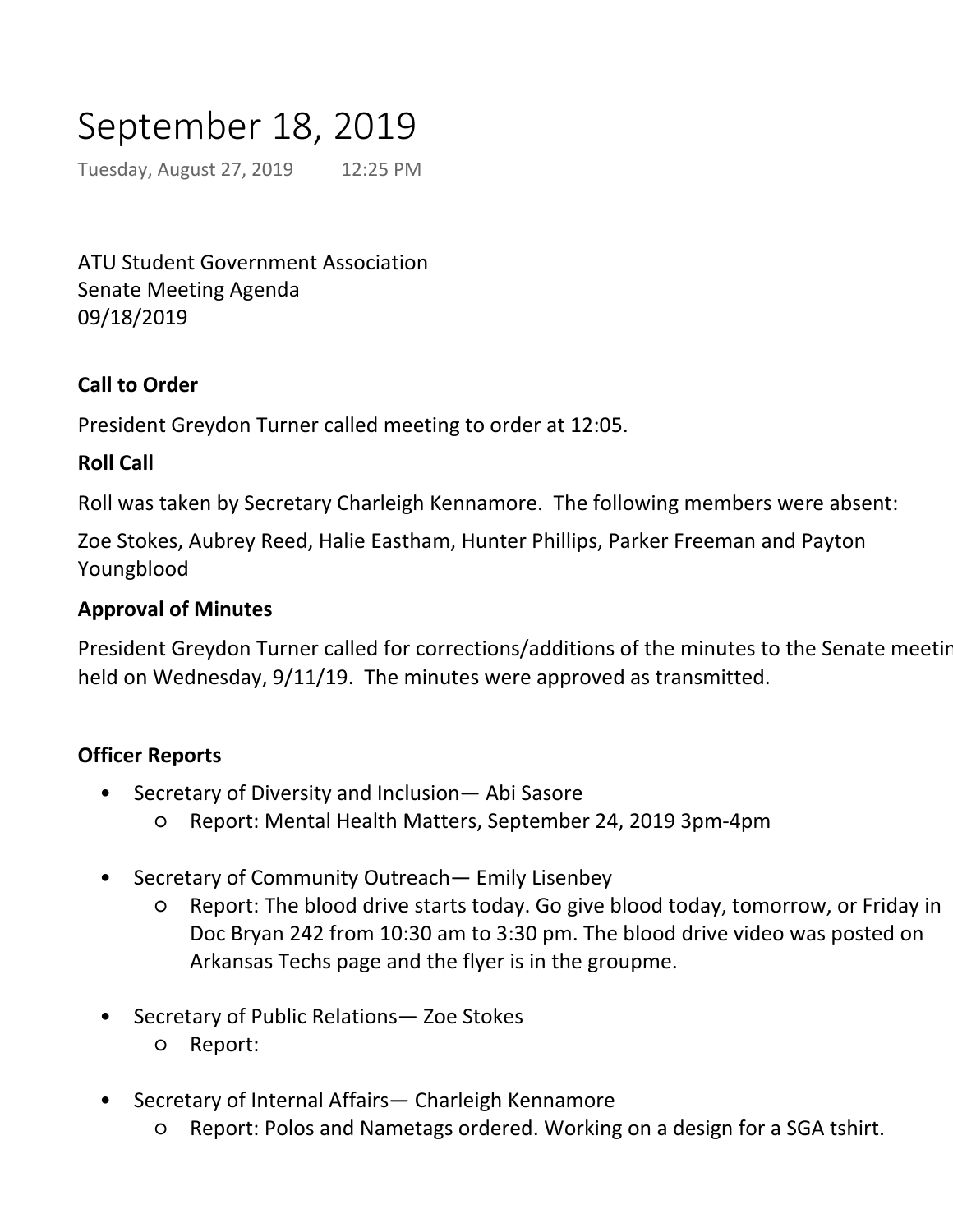# September 18, 2019

Tuesday, August 27, 2019 12:25 PM

ATU Student Government Association
Senate Meeting Agenda
09/18/2019

**Call to Order**

President Greydon Turner called meeting to order at 12:05.

**Roll Call**

Roll was taken by Secretary Charleigh Kennamore. The following members were absent:

Zoe Stokes, Aubrey Reed, Halie Eastham, Hunter Phillips, Parker Freeman and Payton Youngblood

**Approval of Minutes**

President Greydon Turner called for corrections/additions of the minutes to the Senate meetin held on Wednesday, 9/11/19. The minutes were approved as transmitted.

**Officer Reports**

- Secretary of Diversity and Inclusion— Abi Sasore
  - Report: Mental Health Matters, September 24, 2019 3pm-4pm
- Secretary of Community Outreach— Emily Lisenbey
  - Report: The blood drive starts today. Go give blood today, tomorrow, or Friday in Doc Bryan 242 from 10:30 am to 3:30 pm. The blood drive video was posted on Arkansas Techs page and the flyer is in the groupme.
- Secretary of Public Relations— Zoe Stokes
  - Report:
- Secretary of Internal Affairs— Charleigh Kennamore
  - Report: Polos and Nametags ordered. Working on a design for a SGA tshirt.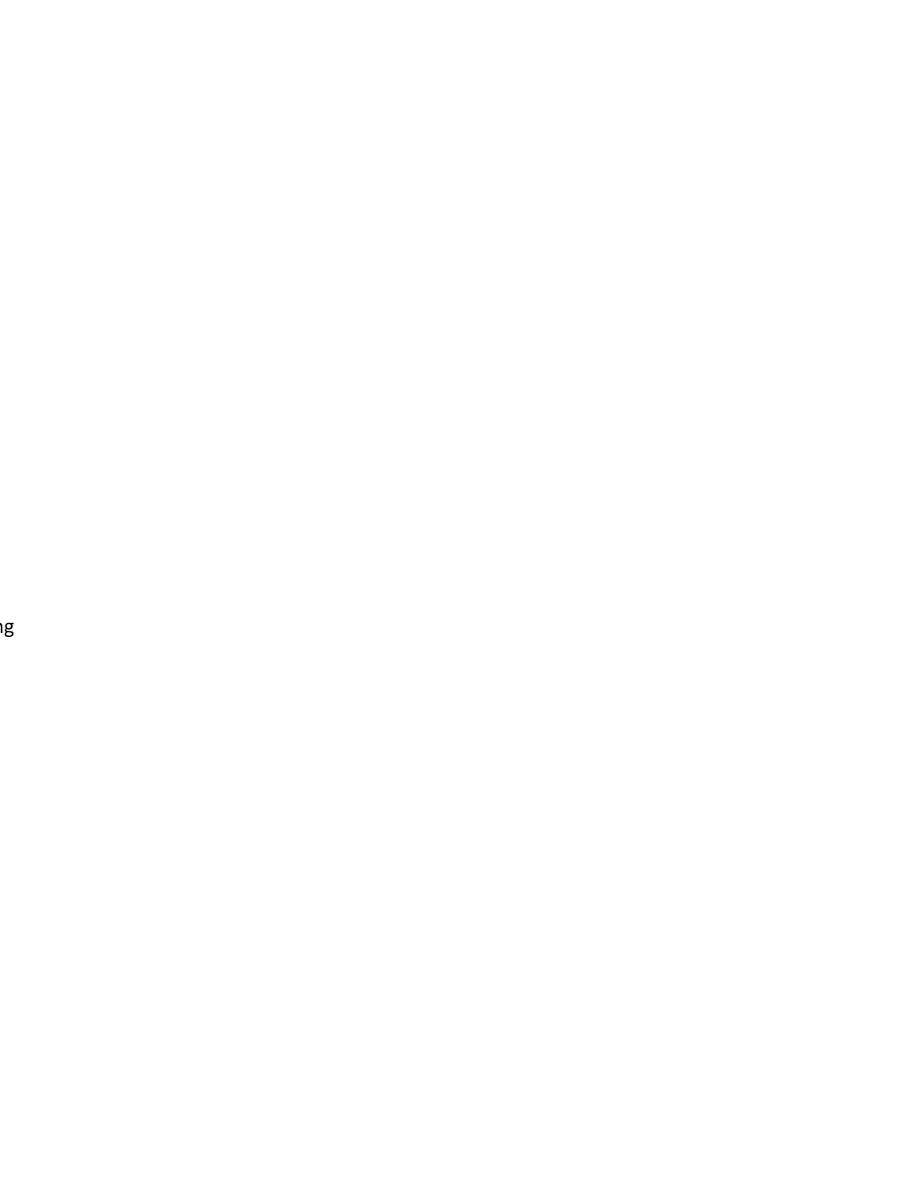ng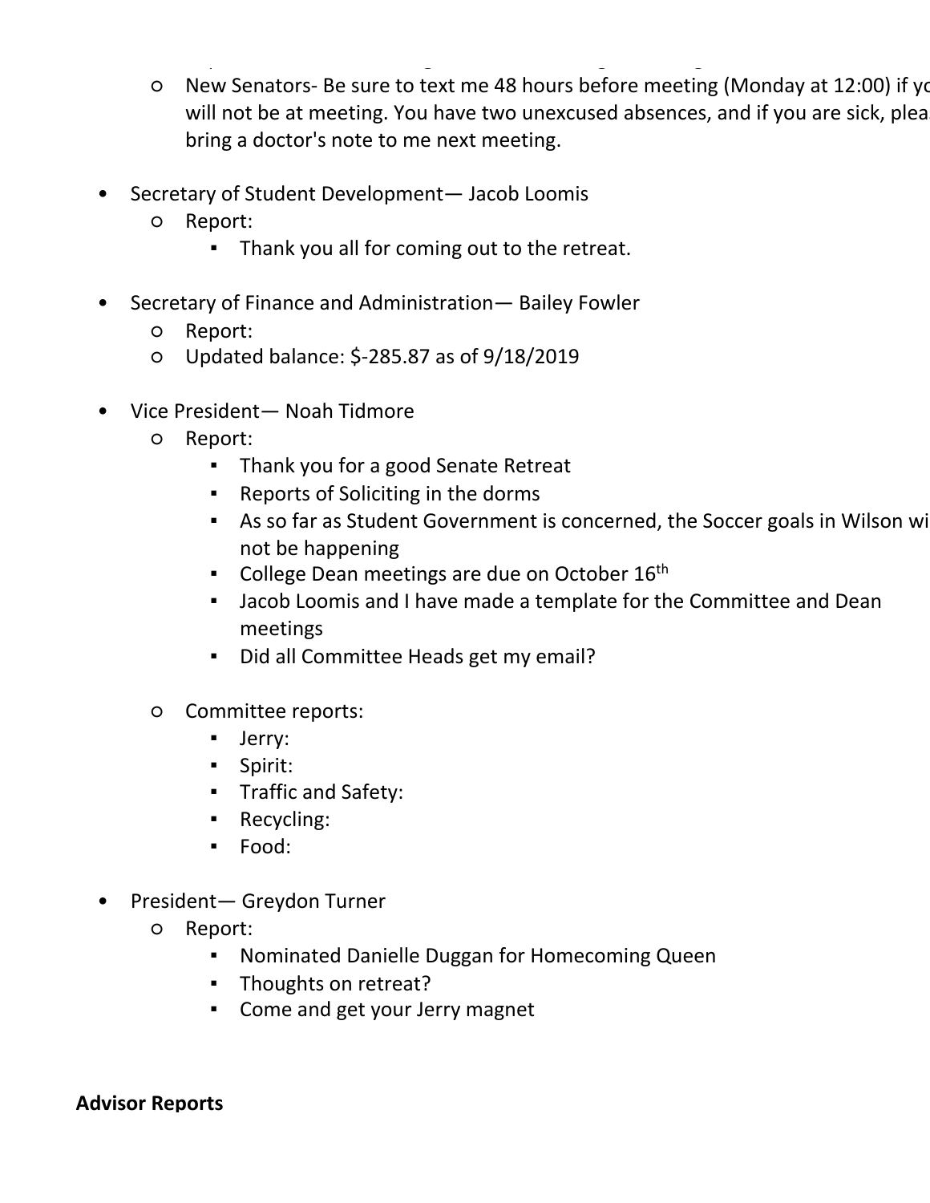- New Senators- Be sure to text me 48 hours before meeting (Monday at 12:00) if yo will not be at meeting. You have two unexcused absences, and if you are sick, plea bring a doctor's note to me next meeting.

- Secretary of Student Development— Jacob Loomis
  - Report:
    - Thank you all for coming out to the retreat.

- Secretary of Finance and Administration— Bailey Fowler
  - Report:
  - Updated balance: $-285.87 as of 9/18/2019

- Vice President— Noah Tidmore
  - Report:
    - Thank you for a good Senate Retreat
    - Reports of Soliciting in the dorms
    - As so far as Student Government is concerned, the Soccer goals in Wilson wi not be happening
    - College Dean meetings are due on October 16th
    - Jacob Loomis and I have made a template for the Committee and Dean meetings
    - Did all Committee Heads get my email?

  - Committee reports:
    - Jerry:
    - Spirit:
    - Traffic and Safety:
    - Recycling:
    - Food:

- President— Greydon Turner
  - Report:
    - Nominated Danielle Duggan for Homecoming Queen
    - Thoughts on retreat?
    - Come and get your Jerry magnet

**Advisor Reports**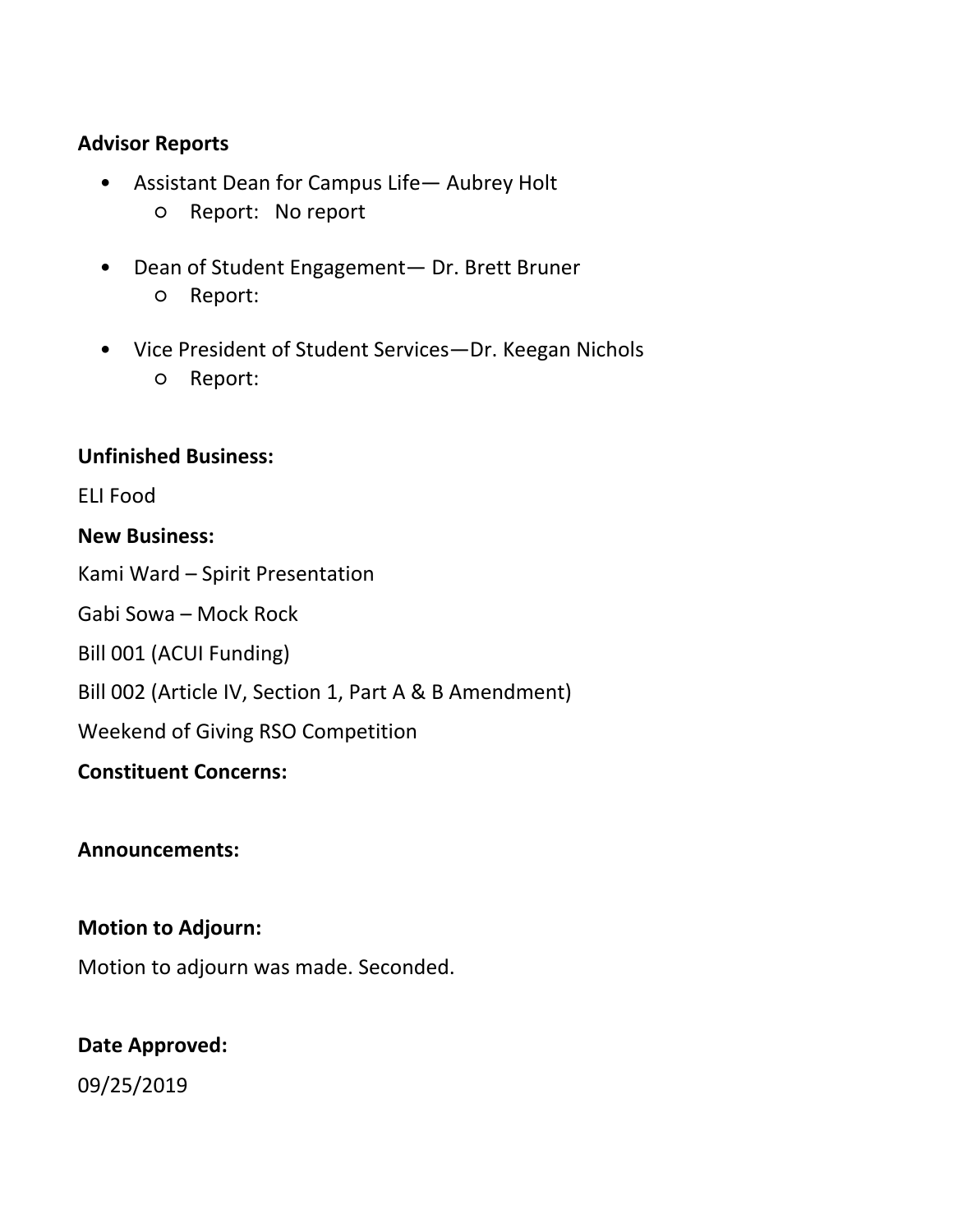**Advisor Reports**

- Assistant Dean for Campus Life— Aubrey Holt
  - Report: No report
- Dean of Student Engagement— Dr. Brett Bruner
  - Report:
- Vice President of Student Services—Dr. Keegan Nichols
  - Report:

**Unfinished Business:**

ELI Food

**New Business:**

Kami Ward – Spirit Presentation

Gabi Sowa – Mock Rock

Bill 001 (ACUI Funding)

Bill 002 (Article IV, Section 1, Part A & B Amendment)

Weekend of Giving RSO Competition

**Constituent Concerns:**

**Announcements:**

**Motion to Adjourn:**

Motion to adjourn was made. Seconded.

**Date Approved:**

09/25/2019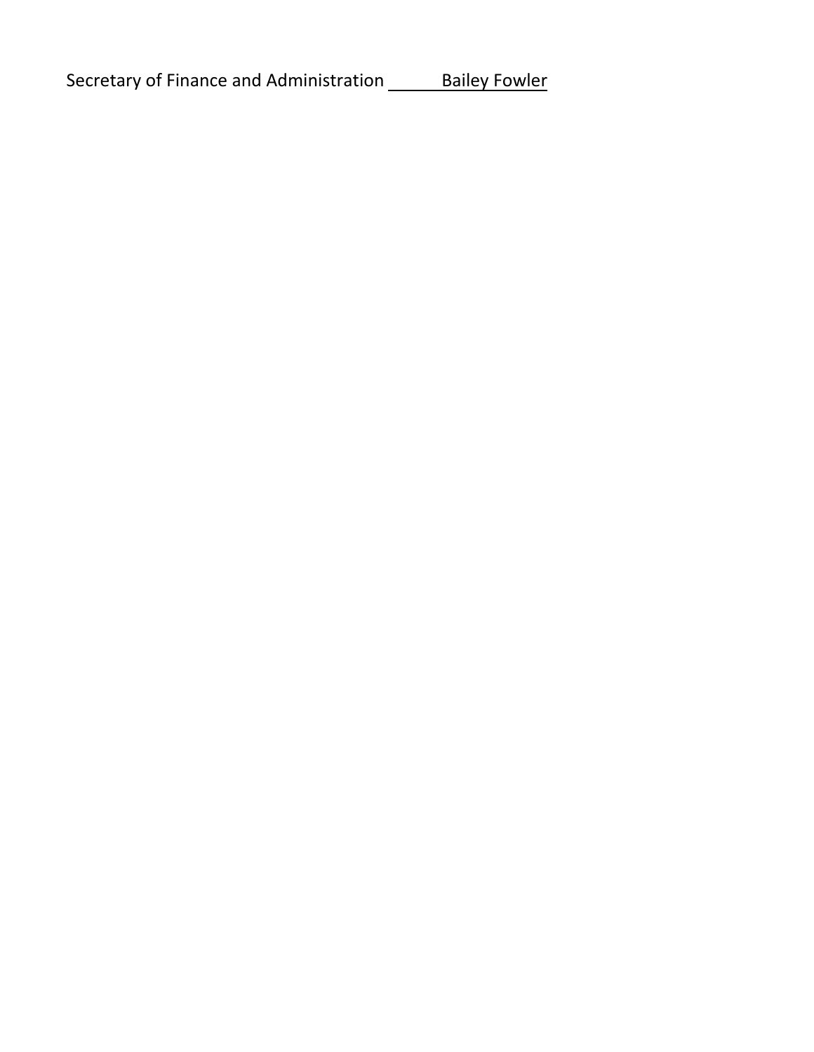Secretary of Finance and Administration Bailey Fowler